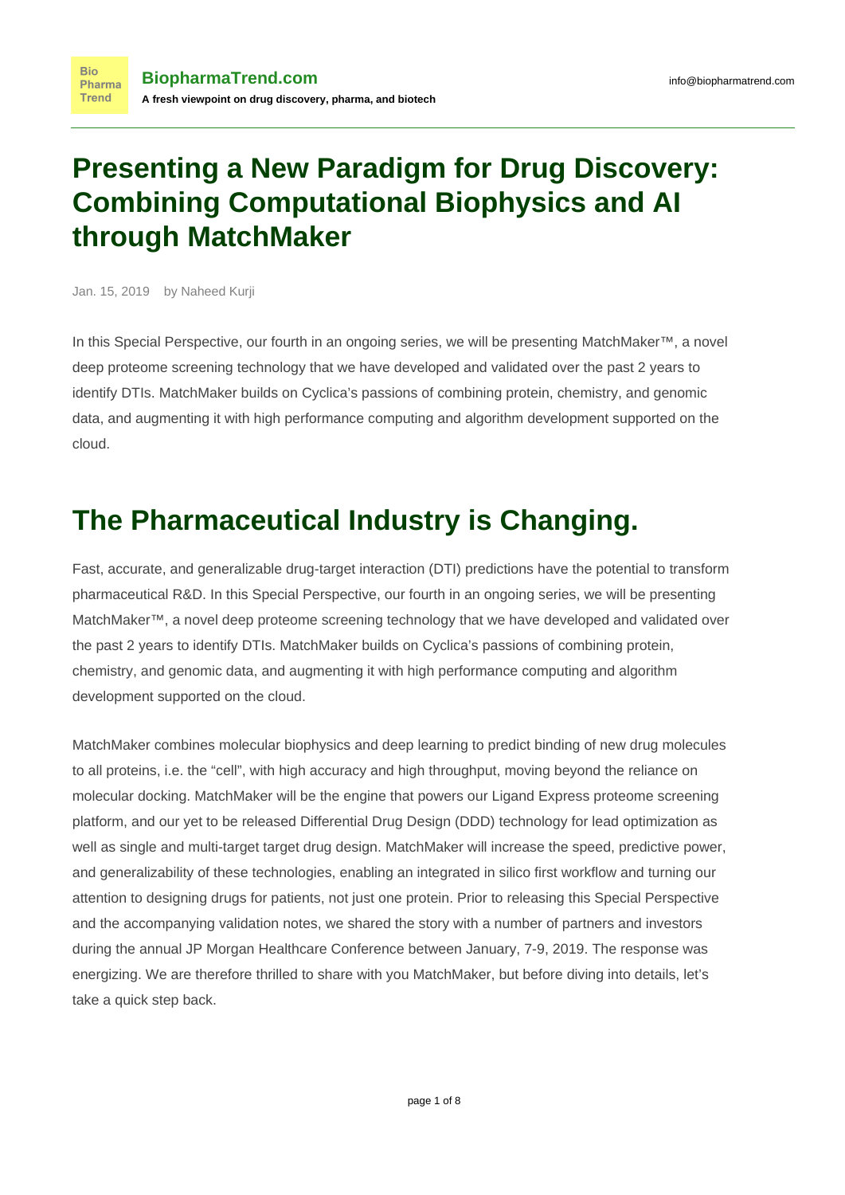# Presenting a New Paradigm for Drug Discovery: Combining Computational Biophysics and AI through MatchMaker

Jan. 15, 2019 by Naheed Kurji

In this Special Perspective, our fourth in an ongoing series, we will be presenting MatchMaker™, a novel deep proteome screening technology that we have developed and validated over the past 2 years to identify DTIs. MatchMaker builds on Cyclica's passions of combining protein, chemistry, and genomic data, and augmenting it with high performance computing and algorithm development supported on the cloud.

## The Pharmaceutical Industry is Changing.

Fast, accurate, and generalizable drug-target interaction (DTI) predictions have the potential to transform pharmaceutical R&D. In this Special Perspective, our fourth in an ongoing series, we will be presenting MatchMaker™, a novel deep proteome screening technology that we have developed and validated over the past 2 years to identify DTIs. MatchMaker builds on Cyclica's passions of combining protein, chemistry, and genomic data, and augmenting it with high performance computing and algorithm development supported on the cloud.

MatchMaker combines molecular biophysics and deep learning to predict binding of new drug molecules to all proteins, i.e. the "cell", with high accuracy and high throughput, moving beyond the reliance on molecular docking. MatchMaker will be the engine that powers our Ligand Express proteome screening platform, and our yet to be released Differential Drug Design (DDD) technology for lead optimization as well as single and multi-target target drug design. MatchMaker will increase the speed, predictive power, and generalizability of these technologies, enabling an integrated in silico first workflow and turning our attention to designing drugs for patients, not just one protein. Prior to releasing this Special Perspective and the accompanying validation notes, we shared the story with a number of partners and investors during the annual JP Morgan Healthcare Conference between January, 7-9, 2019. The response was energizing. We are therefore thrilled to share with you MatchMaker, but before diving into details, let's take a quick step back.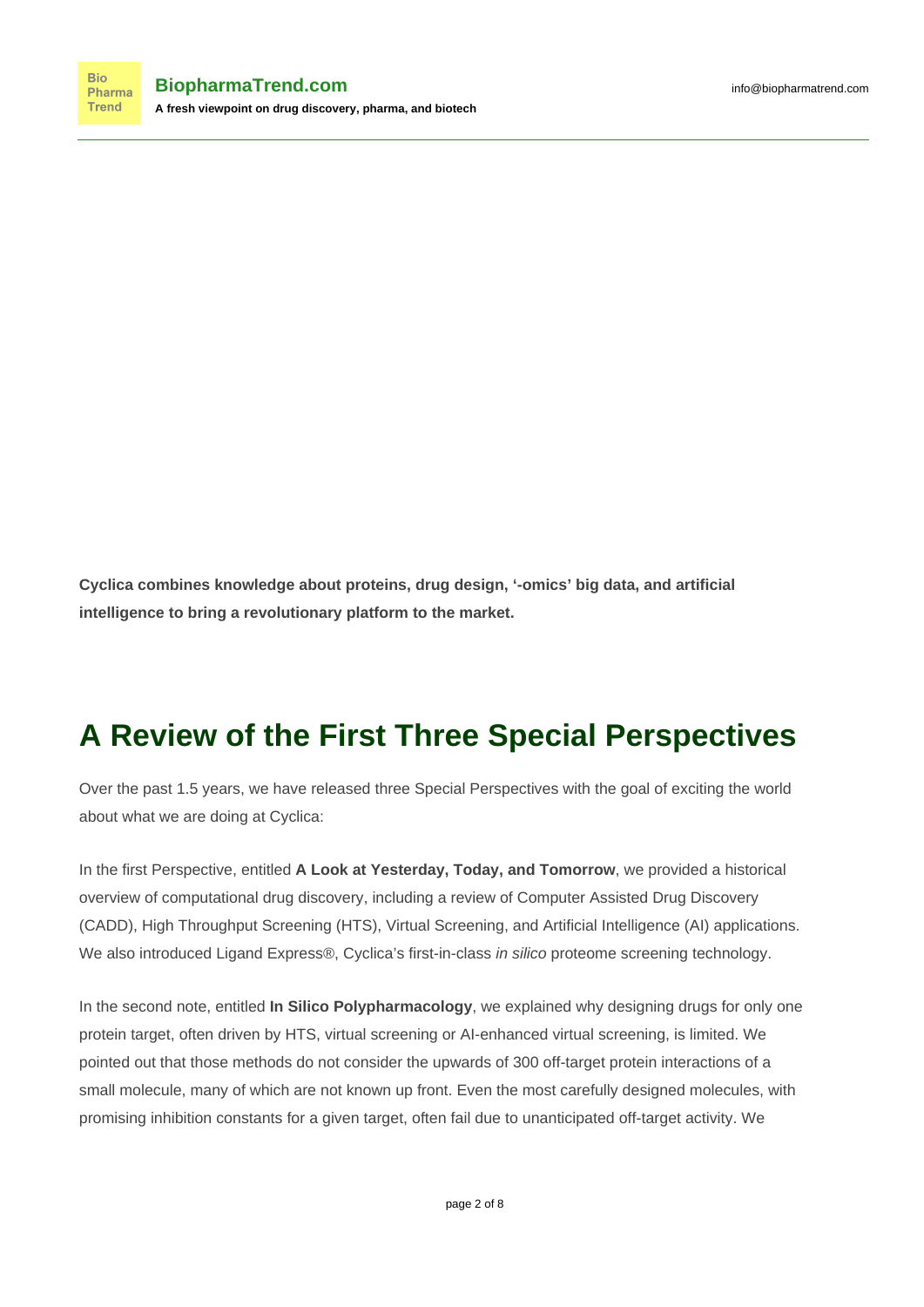**Cyclica combines knowledge about proteins, drug design, '-omics' big data, and artificial intelligence to bring a revolutionary platform to the market.**

## A Review of the First Three Special Perspectives

Over the past 1.5 years, we have released three Special Perspectives with the goal of exciting the world about what we are doing at Cyclica:

In the first Perspective, entitled **A Look at Yesterday, Today, and Tomorrow**, we provided a historical overview of computational drug discovery, including a review of Computer Assisted Drug Discovery (CADD), High Throughput Screening (HTS), Virtual Screening, and Artificial Intelligence (AI) applications. We also introduced Ligand Express®, Cyclica's first-in-class *in silico* proteome screening technology.

In the second note, entitled **In Silico Polypharmacology**, we explained why designing drugs for only one protein target, often driven by HTS, virtual screening or AI-enhanced virtual screening, is limited. We pointed out that those methods do not consider the upwards of 300 off-target protein interactions of a small molecule, many of which are not known up front. Even the most carefully designed molecules, with promising inhibition constants for a given target, often fail due to unanticipated off-target activity. We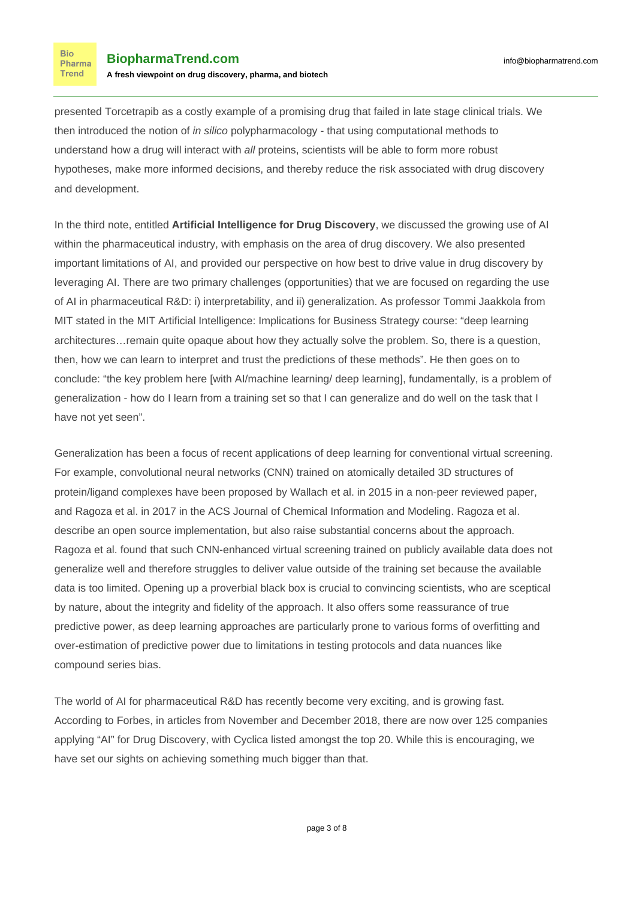presented Torcetrapib as a costly example of a promising drug that failed in late stage clinical trials. We then introduced the notion of *in silico* polypharmacology - that using computational methods to understand how a drug will interact with *all* proteins, scientists will be able to form more robust hypotheses, make more informed decisions, and thereby reduce the risk associated with drug discovery and development.

In the third note, entitled **Artificial Intelligence for Drug Discovery**, we discussed the growing use of AI within the pharmaceutical industry, with emphasis on the area of drug discovery. We also presented important limitations of AI, and provided our perspective on how best to drive value in drug discovery by leveraging AI. There are two primary challenges (opportunities) that we are focused on regarding the use of AI in pharmaceutical R&D: i) interpretability, and ii) generalization. As professor Tommi Jaakkola from MIT stated in the MIT Artificial Intelligence: Implications for Business Strategy course: “deep learning architectures…remain quite opaque about how they actually solve the problem. So, there is a question, then, how we can learn to interpret and trust the predictions of these methods”. He then goes on to conclude: “the key problem here [with AI/machine learning/ deep learning], fundamentally, is a problem of generalization - how do I learn from a training set so that I can generalize and do well on the task that I have not yet seen”.

Generalization has been a focus of recent applications of deep learning for conventional virtual screening. For example, convolutional neural networks (CNN) trained on atomically detailed 3D structures of protein/ligand complexes have been proposed by Wallach et al. in 2015 in a non-peer reviewed paper, and Ragoza et al. in 2017 in the ACS Journal of Chemical Information and Modeling. Ragoza et al. describe an open source implementation, but also raise substantial concerns about the approach. Ragoza et al. found that such CNN-enhanced virtual screening trained on publicly available data does not generalize well and therefore struggles to deliver value outside of the training set because the available data is too limited. Opening up a proverbial black box is crucial to convincing scientists, who are sceptical by nature, about the integrity and fidelity of the approach. It also offers some reassurance of true predictive power, as deep learning approaches are particularly prone to various forms of overfitting and over-estimation of predictive power due to limitations in testing protocols and data nuances like compound series bias.

The world of AI for pharmaceutical R&D has recently become very exciting, and is growing fast. According to Forbes, in articles from November and December 2018, there are now over 125 companies applying “AI” for Drug Discovery, with Cyclica listed amongst the top 20. While this is encouraging, we have set our sights on achieving something much bigger than that.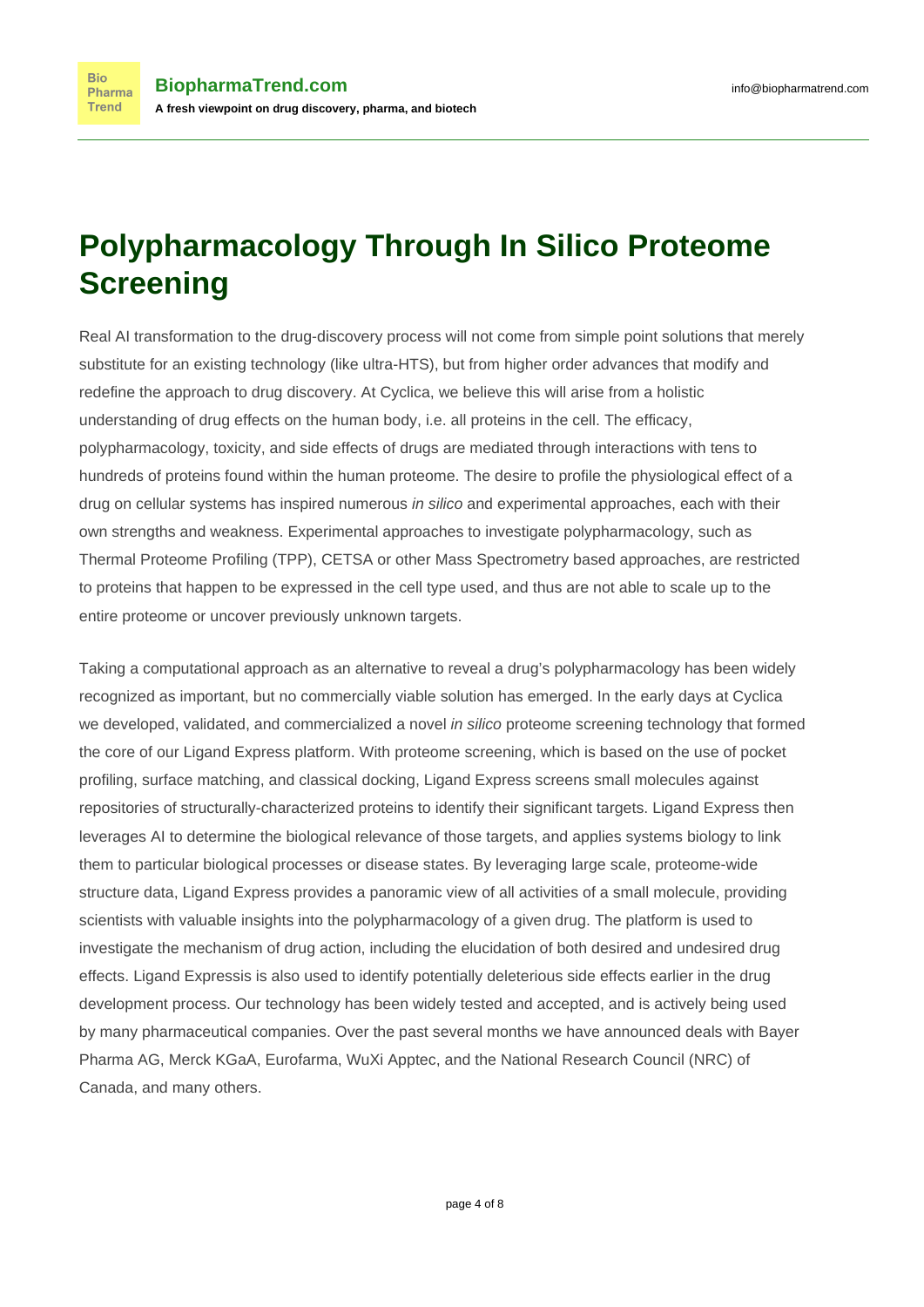# Polypharmacology Through In Silico Proteome Screening

Real AI transformation to the drug-discovery process will not come from simple point solutions that merely substitute for an existing technology (like ultra-HTS), but from higher order advances that modify and redefine the approach to drug discovery. At Cyclica, we believe this will arise from a holistic understanding of drug effects on the human body, i.e. all proteins in the cell. The efficacy, polypharmacology, toxicity, and side effects of drugs are mediated through interactions with tens to hundreds of proteins found within the human proteome. The desire to profile the physiological effect of a drug on cellular systems has inspired numerous *in silico* and experimental approaches, each with their own strengths and weakness. Experimental approaches to investigate polypharmacology, such as Thermal Proteome Profiling (TPP), CETSA or other Mass Spectrometry based approaches, are restricted to proteins that happen to be expressed in the cell type used, and thus are not able to scale up to the entire proteome or uncover previously unknown targets.

Taking a computational approach as an alternative to reveal a drug's polypharmacology has been widely recognized as important, but no commercially viable solution has emerged. In the early days at Cyclica we developed, validated, and commercialized a novel *in silico* proteome screening technology that formed the core of our Ligand Express platform. With proteome screening, which is based on the use of pocket profiling, surface matching, and classical docking, Ligand Express screens small molecules against repositories of structurally-characterized proteins to identify their significant targets. Ligand Express then leverages AI to determine the biological relevance of those targets, and applies systems biology to link them to particular biological processes or disease states. By leveraging large scale, proteome-wide structure data, Ligand Express provides a panoramic view of all activities of a small molecule, providing scientists with valuable insights into the polypharmacology of a given drug. The platform is used to investigate the mechanism of drug action, including the elucidation of both desired and undesired drug effects. Ligand Expressis is also used to identify potentially deleterious side effects earlier in the drug development process. Our technology has been widely tested and accepted, and is actively being used by many pharmaceutical companies. Over the past several months we have announced deals with Bayer Pharma AG, Merck KGaA, Eurofarma, WuXi Apptec, and the National Research Council (NRC) of Canada, and many others.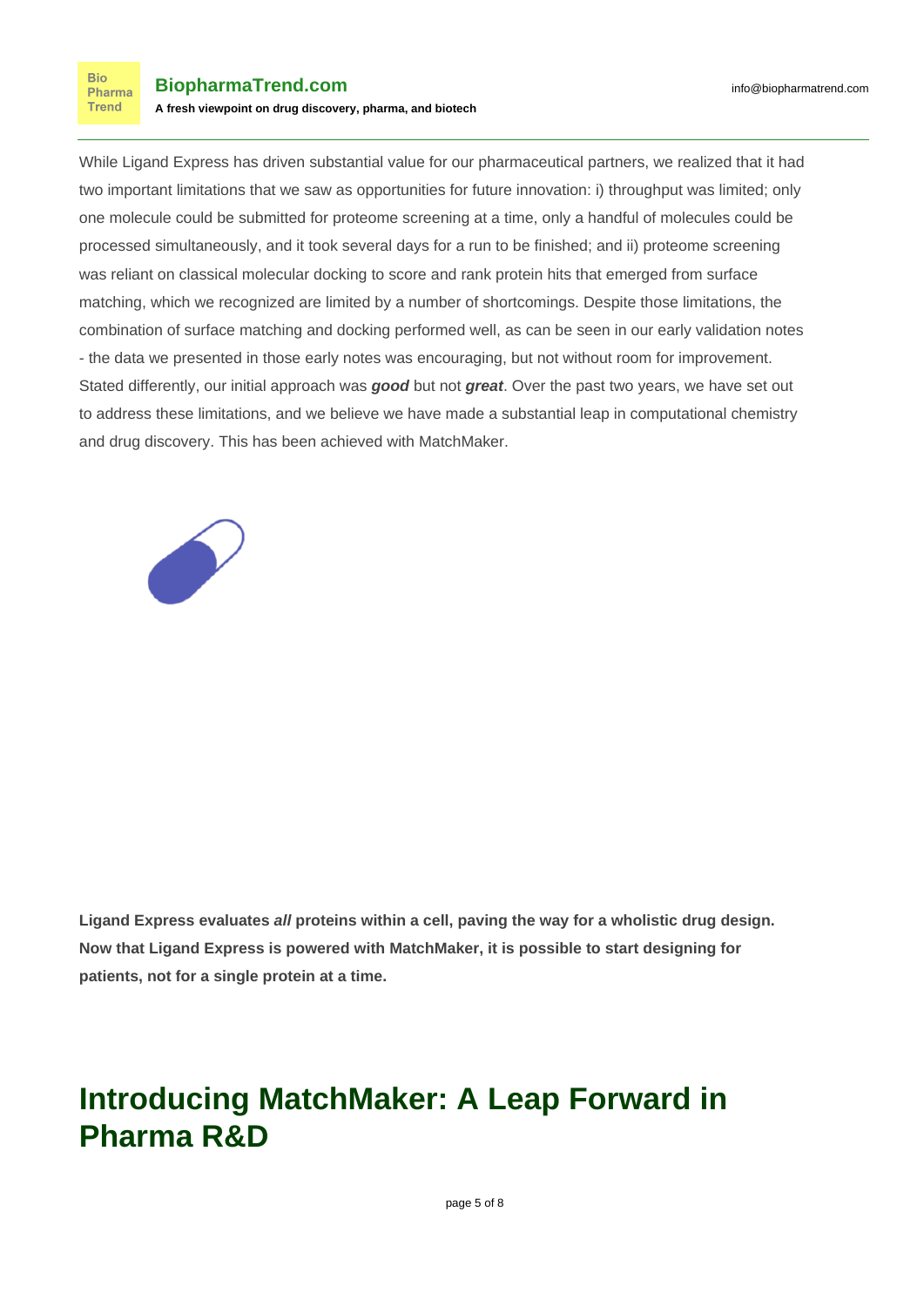While Ligand Express has driven substantial value for our pharmaceutical partners, we realized that it had two important limitations that we saw as opportunities for future innovation: i) throughput was limited; only one molecule could be submitted for proteome screening at a time, only a handful of molecules could be processed simultaneously, and it took several days for a run to be finished; and ii) proteome screening was reliant on classical molecular docking to score and rank protein hits that emerged from surface matching, which we recognized are limited by a number of shortcomings. Despite those limitations, the combination of surface matching and docking performed well, as can be seen in our early validation notes - the data we presented in those early notes was encouraging, but not without room for improvement. Stated differently, our initial approach was ***good*** but not ***great***. Over the past two years, we have set out to address these limitations, and we believe we have made a substantial leap in computational chemistry and drug discovery. This has been achieved with MatchMaker.

**Ligand Express evaluates *all* proteins within a cell, paving the way for a wholistic drug design. Now that Ligand Express is powered with MatchMaker, it is possible to start designing for patients, not for a single protein at a time.**

## Introducing MatchMaker: A Leap Forward in Pharma R&D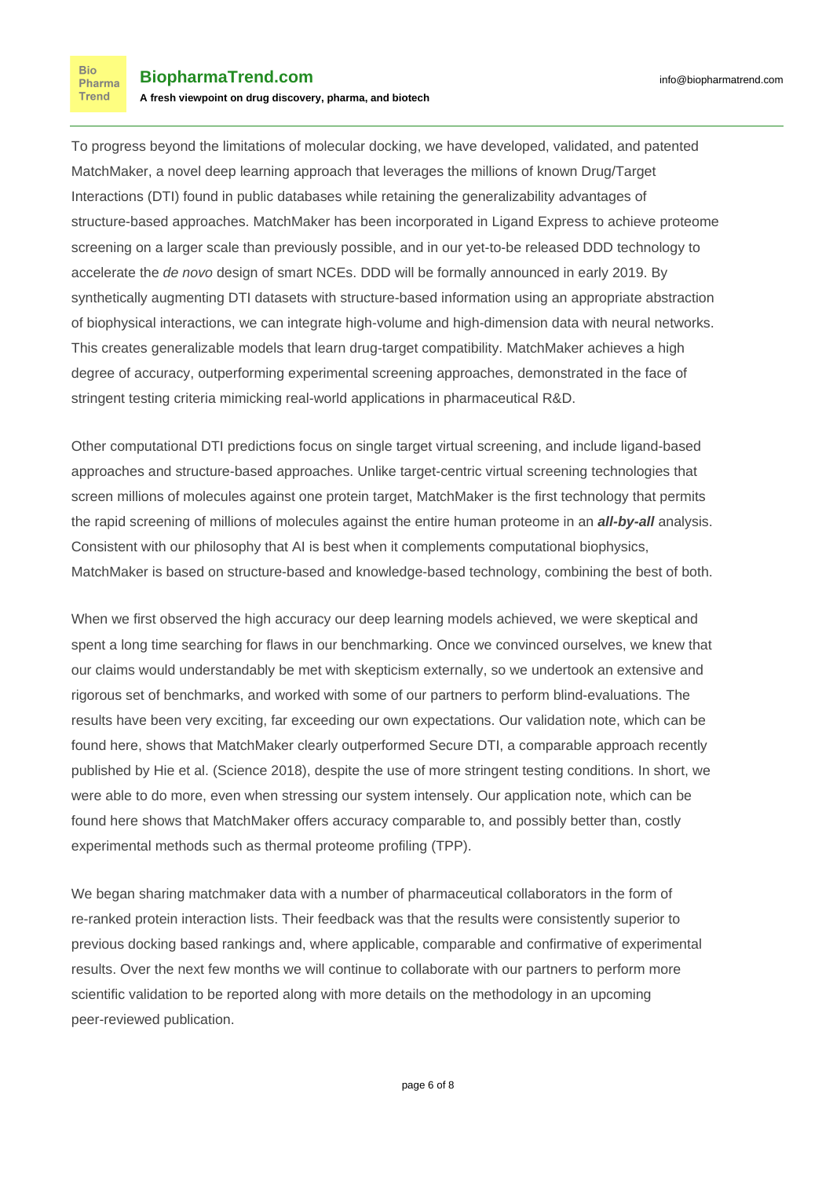To progress beyond the limitations of molecular docking, we have developed, validated, and patented MatchMaker, a novel deep learning approach that leverages the millions of known Drug/Target Interactions (DTI) found in public databases while retaining the generalizability advantages of structure-based approaches. MatchMaker has been incorporated in Ligand Express to achieve proteome screening on a larger scale than previously possible, and in our yet-to-be released DDD technology to accelerate the *de novo* design of smart NCEs. DDD will be formally announced in early 2019. By synthetically augmenting DTI datasets with structure-based information using an appropriate abstraction of biophysical interactions, we can integrate high-volume and high-dimension data with neural networks. This creates generalizable models that learn drug-target compatibility. MatchMaker achieves a high degree of accuracy, outperforming experimental screening approaches, demonstrated in the face of stringent testing criteria mimicking real-world applications in pharmaceutical R&D.

Other computational DTI predictions focus on single target virtual screening, and include ligand-based approaches and structure-based approaches. Unlike target-centric virtual screening technologies that screen millions of molecules against one protein target, MatchMaker is the first technology that permits the rapid screening of millions of molecules against the entire human proteome in an ***all-by-all*** analysis. Consistent with our philosophy that AI is best when it complements computational biophysics, MatchMaker is based on structure-based and knowledge-based technology, combining the best of both.

When we first observed the high accuracy our deep learning models achieved, we were skeptical and spent a long time searching for flaws in our benchmarking. Once we convinced ourselves, we knew that our claims would understandably be met with skepticism externally, so we undertook an extensive and rigorous set of benchmarks, and worked with some of our partners to perform blind-evaluations. The results have been very exciting, far exceeding our own expectations. Our validation note, which can be found here, shows that MatchMaker clearly outperformed Secure DTI, a comparable approach recently published by Hie et al. (Science 2018), despite the use of more stringent testing conditions. In short, we were able to do more, even when stressing our system intensely. Our application note, which can be found here shows that MatchMaker offers accuracy comparable to, and possibly better than, costly experimental methods such as thermal proteome profiling (TPP).

We began sharing matchmaker data with a number of pharmaceutical collaborators in the form of re-ranked protein interaction lists. Their feedback was that the results were consistently superior to previous docking based rankings and, where applicable, comparable and confirmative of experimental results. Over the next few months we will continue to collaborate with our partners to perform more scientific validation to be reported along with more details on the methodology in an upcoming peer-reviewed publication.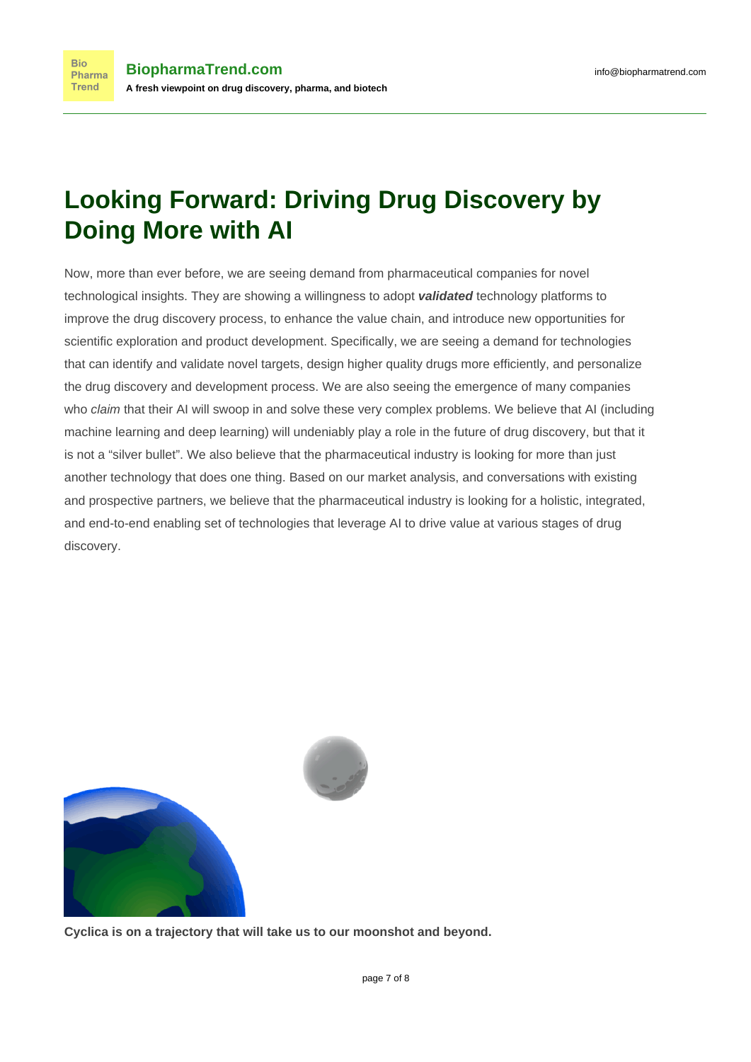# Looking Forward: Driving Drug Discovery by Doing More with AI

Now, more than ever before, we are seeing demand from pharmaceutical companies for novel technological insights. They are showing a willingness to adopt ***validated*** technology platforms to improve the drug discovery process, to enhance the value chain, and introduce new opportunities for scientific exploration and product development. Specifically, we are seeing a demand for technologies that can identify and validate novel targets, design higher quality drugs more efficiently, and personalize the drug discovery and development process. We are also seeing the emergence of many companies who *claim* that their AI will swoop in and solve these very complex problems. We believe that AI (including machine learning and deep learning) will undeniably play a role in the future of drug discovery, but that it is not a "silver bullet". We also believe that the pharmaceutical industry is looking for more than just another technology that does one thing. Based on our market analysis, and conversations with existing and prospective partners, we believe that the pharmaceutical industry is looking for a holistic, integrated, and end-to-end enabling set of technologies that leverage AI to drive value at various stages of drug discovery.

**Cyclica is on a trajectory that will take us to our moonshot and beyond.**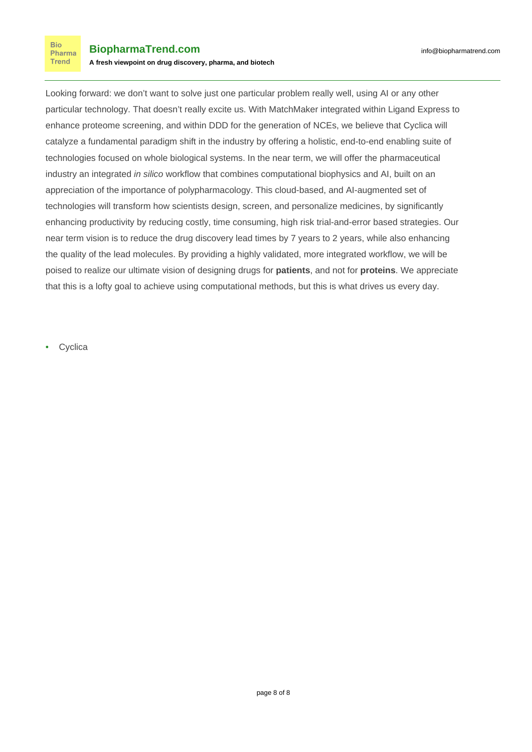Looking forward: we don't want to solve just one particular problem really well, using AI or any other particular technology. That doesn't really excite us. With MatchMaker integrated within Ligand Express to enhance proteome screening, and within DDD for the generation of NCEs, we believe that Cyclica will catalyze a fundamental paradigm shift in the industry by offering a holistic, end-to-end enabling suite of technologies focused on whole biological systems. In the near term, we will offer the pharmaceutical industry an integrated *in silico* workflow that combines computational biophysics and AI, built on an appreciation of the importance of polypharmacology. This cloud-based, and AI-augmented set of technologies will transform how scientists design, screen, and personalize medicines, by significantly enhancing productivity by reducing costly, time consuming, high risk trial-and-error based strategies. Our near term vision is to reduce the drug discovery lead times by 7 years to 2 years, while also enhancing the quality of the lead molecules. By providing a highly validated, more integrated workflow, we will be poised to realize our ultimate vision of designing drugs for **patients**, and not for **proteins**. We appreciate that this is a lofty goal to achieve using computational methods, but this is what drives us every day.

- Cyclica